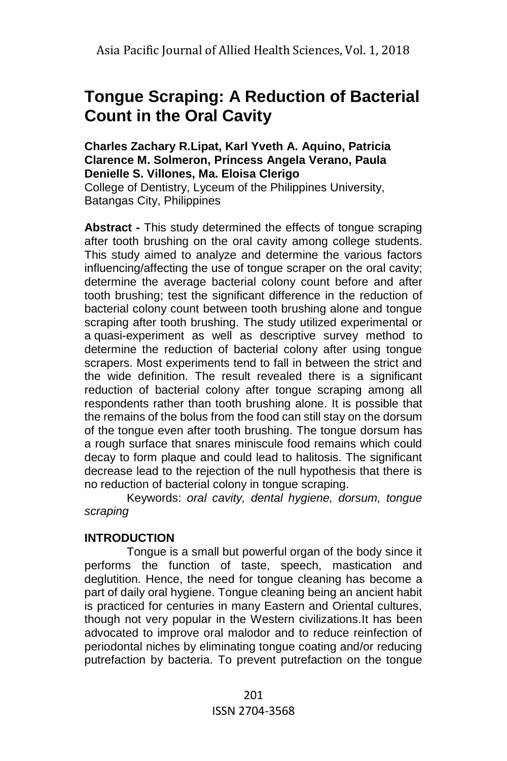# Tongue Scraping: A Reduction of Bacterial Count in the Oral Cavity

**Charles Zachary R.Lipat, Karl Yveth A. Aquino, Patricia Clarence M. Solmeron, Princess Angela Verano, Paula Denielle S. Villones, Ma. Eloisa Clerigo**
College of Dentistry, Lyceum of the Philippines University, Batangas City, Philippines

**Abstract -** This study determined the effects of tongue scraping after tooth brushing on the oral cavity among college students. This study aimed to analyze and determine the various factors influencing/affecting the use of tongue scraper on the oral cavity; determine the average bacterial colony count before and after tooth brushing; test the significant difference in the reduction of bacterial colony count between tooth brushing alone and tongue scraping after tooth brushing. The study utilized experimental or a quasi-experiment as well as descriptive survey method to determine the reduction of bacterial colony after using tongue scrapers. Most experiments tend to fall in between the strict and the wide definition. The result revealed there is a significant reduction of bacterial colony after tongue scraping among all respondents rather than tooth brushing alone. It is possible that the remains of the bolus from the food can still stay on the dorsum of the tongue even after tooth brushing. The tongue dorsum has a rough surface that snares miniscule food remains which could decay to form plaque and could lead to halitosis. The significant decrease lead to the rejection of the null hypothesis that there is no reduction of bacterial colony in tongue scraping.

Keywords: *oral cavity, dental hygiene, dorsum, tongue scraping*

## INTRODUCTION

Tongue is a small but powerful organ of the body since it performs the function of taste, speech, mastication and deglutition. Hence, the need for tongue cleaning has become a part of daily oral hygiene. Tongue cleaning being an ancient habit is practiced for centuries in many Eastern and Oriental cultures, though not very popular in the Western civilizations.It has been advocated to improve oral malodor and to reduce reinfection of periodontal niches by eliminating tongue coating and/or reducing putrefaction by bacteria. To prevent putrefaction on the tongue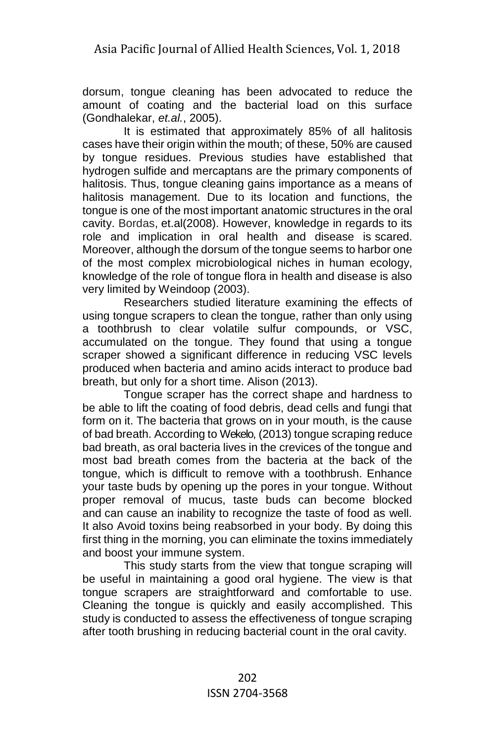dorsum, tongue cleaning has been advocated to reduce the amount of coating and the bacterial load on this surface (Gondhalekar, *et.al.*, 2005).

It is estimated that approximately 85% of all halitosis cases have their origin within the mouth; of these, 50% are caused by tongue residues. Previous studies have established that hydrogen sulfide and mercaptans are the primary components of halitosis. Thus, tongue cleaning gains importance as a means of halitosis management. Due to its location and functions, the tongue is one of the most important anatomic structures in the oral cavity. Bordas, et.al(2008). However, knowledge in regards to its role and implication in oral health and disease is scared. Moreover, although the dorsum of the tongue seems to harbor one of the most complex microbiological niches in human ecology, knowledge of the role of tongue flora in health and disease is also very limited by Weindoop (2003).

Researchers studied literature examining the effects of using tongue scrapers to clean the tongue, rather than only using a toothbrush to clear volatile sulfur compounds, or VSC, accumulated on the tongue. They found that using a tongue scraper showed a significant difference in reducing VSC levels produced when bacteria and amino acids interact to produce bad breath, but only for a short time. Alison (2013).

Tongue scraper has the correct shape and hardness to be able to lift the coating of food debris, dead cells and fungi that form on it. The bacteria that grows on in your mouth, is the cause of bad breath. According to Wekelo, (2013) tongue scraping reduce bad breath, as oral bacteria lives in the crevices of the tongue and most bad breath comes from the bacteria at the back of the tongue, which is difficult to remove with a toothbrush. Enhance your taste buds by opening up the pores in your tongue. Without proper removal of mucus, taste buds can become blocked and can cause an inability to recognize the taste of food as well. It also Avoid toxins being reabsorbed in your body. By doing this first thing in the morning, you can eliminate the toxins immediately and boost your immune system.

This study starts from the view that tongue scraping will be useful in maintaining a good oral hygiene. The view is that tongue scrapers are straightforward and comfortable to use. Cleaning the tongue is quickly and easily accomplished. This study is conducted to assess the effectiveness of tongue scraping after tooth brushing in reducing bacterial count in the oral cavity.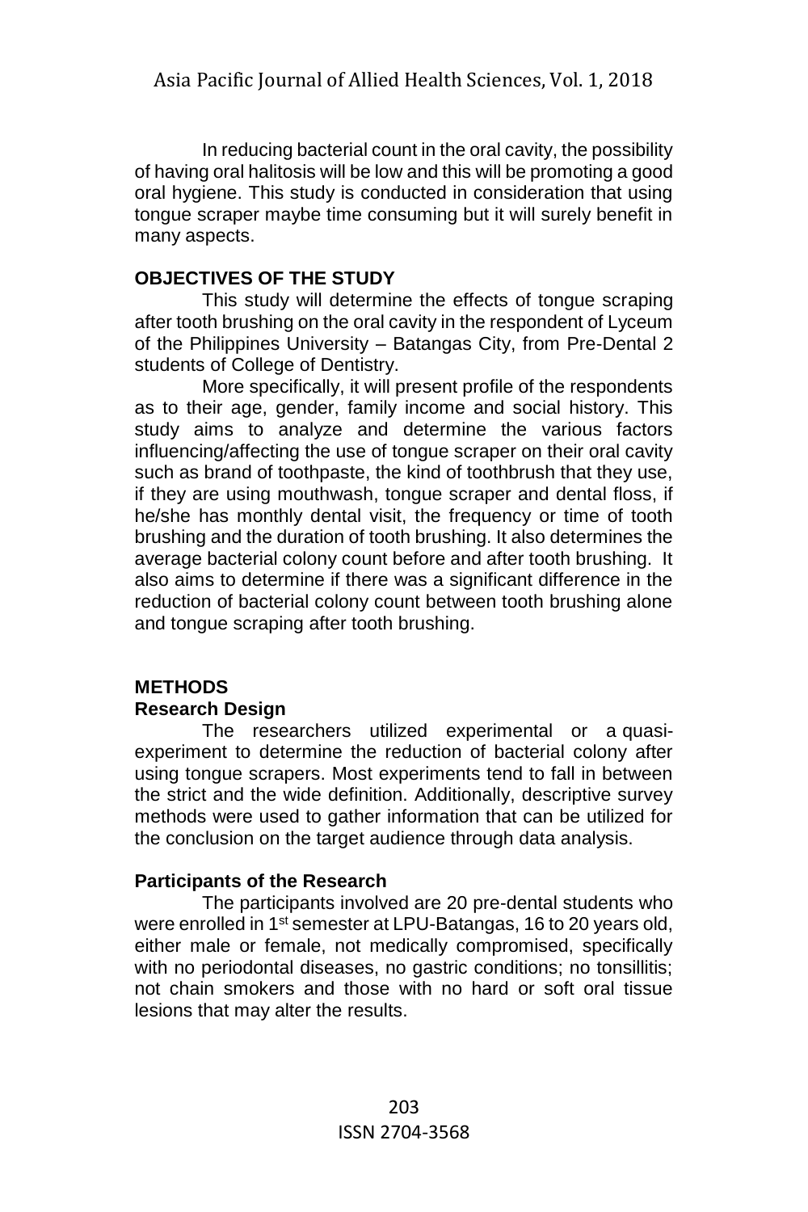In reducing bacterial count in the oral cavity, the possibility of having oral halitosis will be low and this will be promoting a good oral hygiene. This study is conducted in consideration that using tongue scraper maybe time consuming but it will surely benefit in many aspects.

## OBJECTIVES OF THE STUDY

This study will determine the effects of tongue scraping after tooth brushing on the oral cavity in the respondent of Lyceum of the Philippines University – Batangas City, from Pre-Dental 2 students of College of Dentistry.

More specifically, it will present profile of the respondents as to their age, gender, family income and social history. This study aims to analyze and determine the various factors influencing/affecting the use of tongue scraper on their oral cavity such as brand of toothpaste, the kind of toothbrush that they use, if they are using mouthwash, tongue scraper and dental floss, if he/she has monthly dental visit, the frequency or time of tooth brushing and the duration of tooth brushing. It also determines the average bacterial colony count before and after tooth brushing. It also aims to determine if there was a significant difference in the reduction of bacterial colony count between tooth brushing alone and tongue scraping after tooth brushing.

## METHODS

### Research Design

The researchers utilized experimental or a quasi-experiment to determine the reduction of bacterial colony after using tongue scrapers. Most experiments tend to fall in between the strict and the wide definition. Additionally, descriptive survey methods were used to gather information that can be utilized for the conclusion on the target audience through data analysis.

### Participants of the Research

The participants involved are 20 pre-dental students who were enrolled in 1st semester at LPU-Batangas, 16 to 20 years old, either male or female, not medically compromised, specifically with no periodontal diseases, no gastric conditions; no tonsillitis; not chain smokers and those with no hard or soft oral tissue lesions that may alter the results.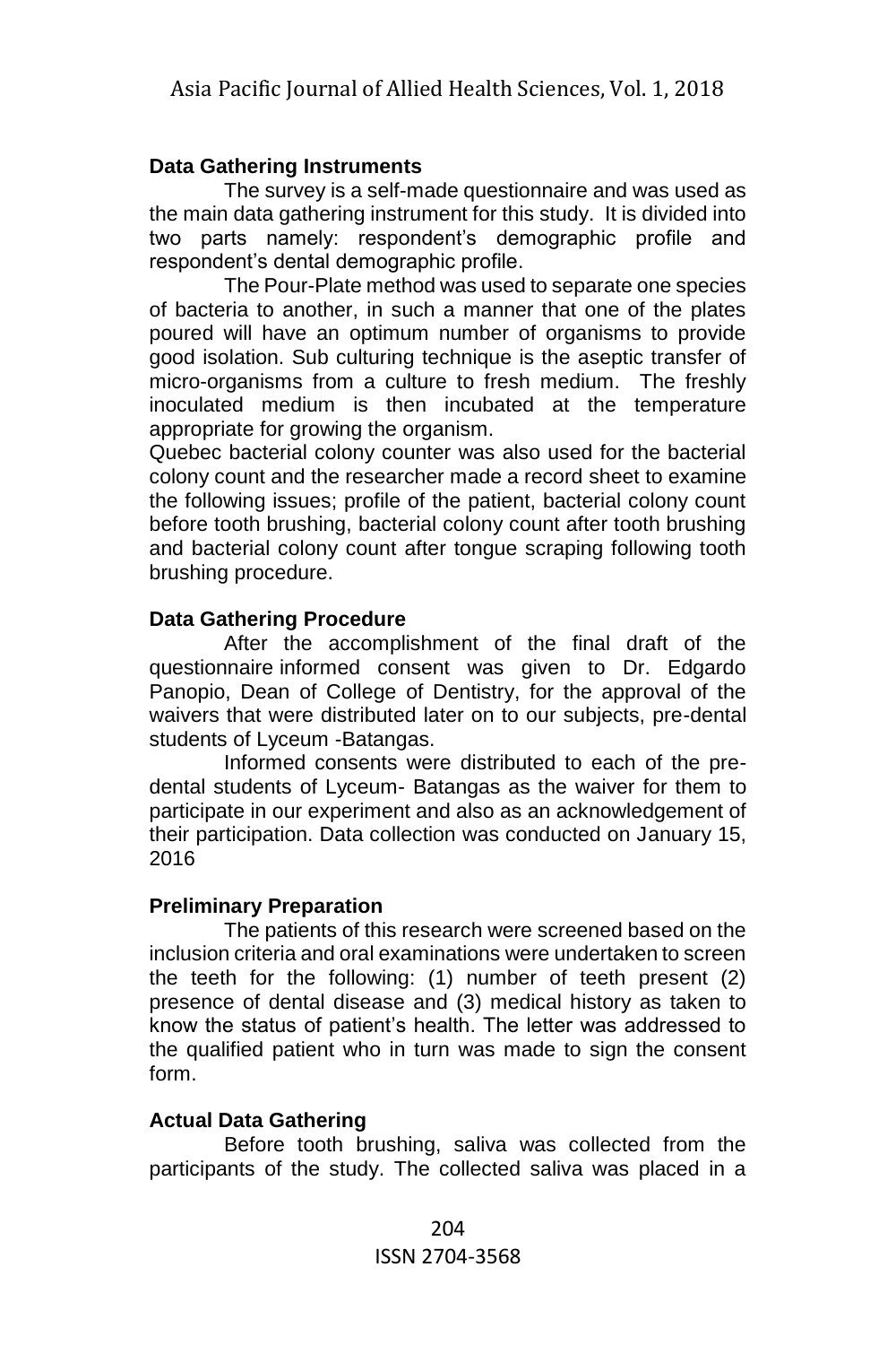**Data Gathering Instruments**

The survey is a self-made questionnaire and was used as the main data gathering instrument for this study. It is divided into two parts namely: respondent's demographic profile and respondent's dental demographic profile.

The Pour-Plate method was used to separate one species of bacteria to another, in such a manner that one of the plates poured will have an optimum number of organisms to provide good isolation. Sub culturing technique is the aseptic transfer of micro-organisms from a culture to fresh medium. The freshly inoculated medium is then incubated at the temperature appropriate for growing the organism.

Quebec bacterial colony counter was also used for the bacterial colony count and the researcher made a record sheet to examine the following issues; profile of the patient, bacterial colony count before tooth brushing, bacterial colony count after tooth brushing and bacterial colony count after tongue scraping following tooth brushing procedure.

**Data Gathering Procedure**

After the accomplishment of the final draft of the questionnaire informed consent was given to Dr. Edgardo Panopio, Dean of College of Dentistry, for the approval of the waivers that were distributed later on to our subjects, pre-dental students of Lyceum -Batangas.

Informed consents were distributed to each of the pre-dental students of Lyceum- Batangas as the waiver for them to participate in our experiment and also as an acknowledgement of their participation. Data collection was conducted on January 15, 2016

**Preliminary Preparation**

The patients of this research were screened based on the inclusion criteria and oral examinations were undertaken to screen the teeth for the following: (1) number of teeth present (2) presence of dental disease and (3) medical history as taken to know the status of patient's health. The letter was addressed to the qualified patient who in turn was made to sign the consent form.

**Actual Data Gathering**

Before tooth brushing, saliva was collected from the participants of the study. The collected saliva was placed in a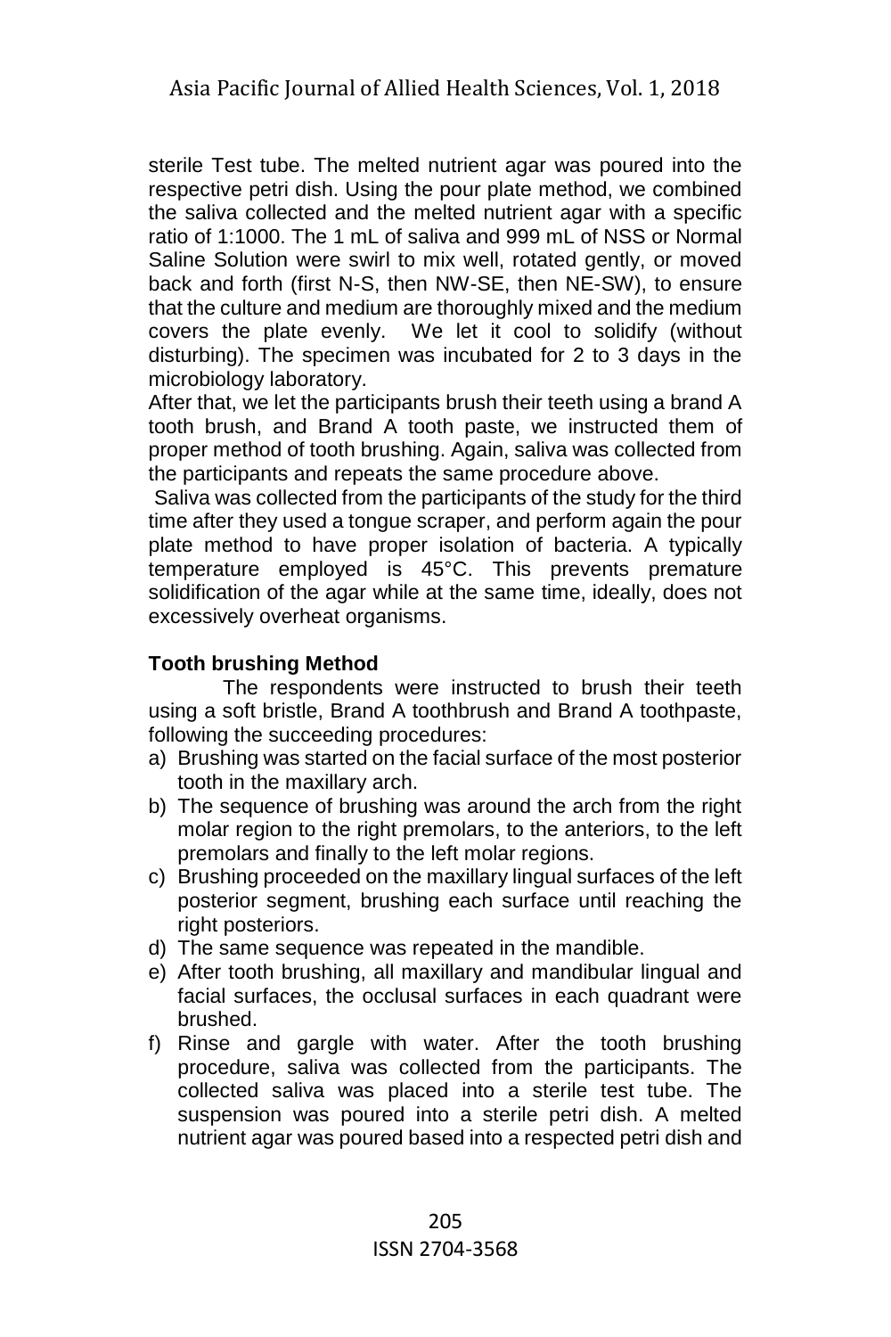sterile Test tube. The melted nutrient agar was poured into the respective petri dish. Using the pour plate method, we combined the saliva collected and the melted nutrient agar with a specific ratio of 1:1000. The 1 mL of saliva and 999 mL of NSS or Normal Saline Solution were swirl to mix well, rotated gently, or moved back and forth (first N-S, then NW-SE, then NE-SW), to ensure that the culture and medium are thoroughly mixed and the medium covers the plate evenly. We let it cool to solidify (without disturbing). The specimen was incubated for 2 to 3 days in the microbiology laboratory.

After that, we let the participants brush their teeth using a brand A tooth brush, and Brand A tooth paste, we instructed them of proper method of tooth brushing. Again, saliva was collected from the participants and repeats the same procedure above.

Saliva was collected from the participants of the study for the third time after they used a tongue scraper, and perform again the pour plate method to have proper isolation of bacteria. A typically temperature employed is 45°C. This prevents premature solidification of the agar while at the same time, ideally, does not excessively overheat organisms.

**Tooth brushing Method**

The respondents were instructed to brush their teeth using a soft bristle, Brand A toothbrush and Brand A toothpaste, following the succeeding procedures:

a) Brushing was started on the facial surface of the most posterior tooth in the maxillary arch.
b) The sequence of brushing was around the arch from the right molar region to the right premolars, to the anteriors, to the left premolars and finally to the left molar regions.
c) Brushing proceeded on the maxillary lingual surfaces of the left posterior segment, brushing each surface until reaching the right posteriors.
d) The same sequence was repeated in the mandible.
e) After tooth brushing, all maxillary and mandibular lingual and facial surfaces, the occlusal surfaces in each quadrant were brushed.
f) Rinse and gargle with water. After the tooth brushing procedure, saliva was collected from the participants. The collected saliva was placed into a sterile test tube. The suspension was poured into a sterile petri dish. A melted nutrient agar was poured based into a respected petri dish and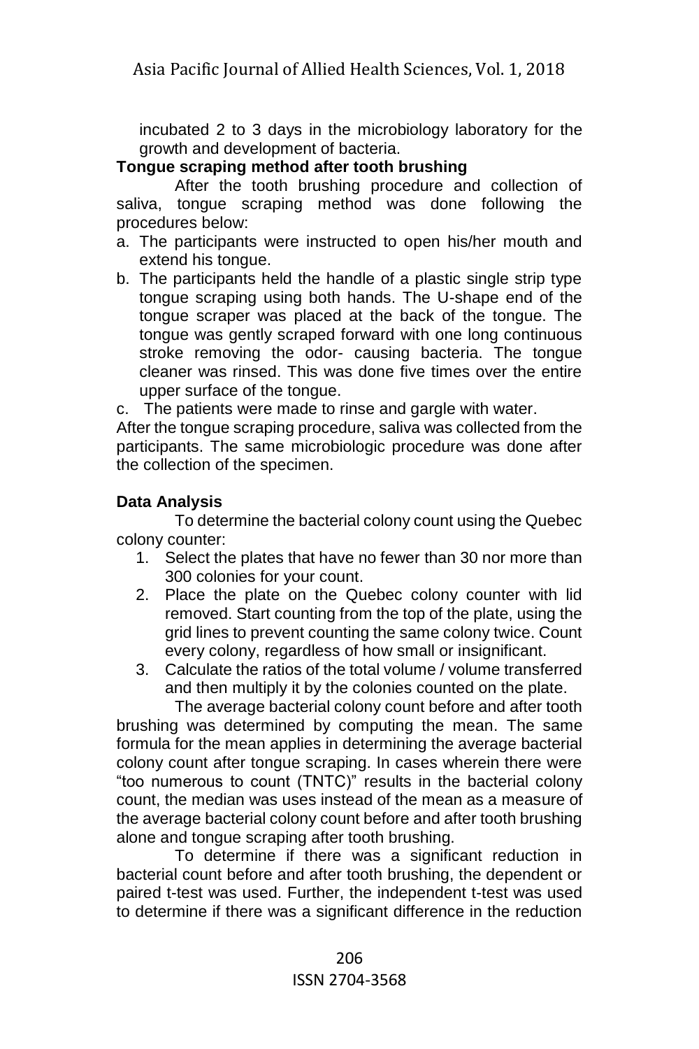incubated 2 to 3 days in the microbiology laboratory for the growth and development of bacteria.

**Tongue scraping method after tooth brushing**

After the tooth brushing procedure and collection of saliva, tongue scraping method was done following the procedures below:

a. The participants were instructed to open his/her mouth and extend his tongue.
b. The participants held the handle of a plastic single strip type tongue scraping using both hands. The U-shape end of the tongue scraper was placed at the back of the tongue. The tongue was gently scraped forward with one long continuous stroke removing the odor- causing bacteria. The tongue cleaner was rinsed. This was done five times over the entire upper surface of the tongue.
c. The patients were made to rinse and gargle with water.

After the tongue scraping procedure, saliva was collected from the participants. The same microbiologic procedure was done after the collection of the specimen.

**Data Analysis**

To determine the bacterial colony count using the Quebec colony counter:

1. Select the plates that have no fewer than 30 nor more than 300 colonies for your count.
2. Place the plate on the Quebec colony counter with lid removed. Start counting from the top of the plate, using the grid lines to prevent counting the same colony twice. Count every colony, regardless of how small or insignificant.
3. Calculate the ratios of the total volume / volume transferred and then multiply it by the colonies counted on the plate.

The average bacterial colony count before and after tooth brushing was determined by computing the mean. The same formula for the mean applies in determining the average bacterial colony count after tongue scraping. In cases wherein there were "too numerous to count (TNTC)" results in the bacterial colony count, the median was uses instead of the mean as a measure of the average bacterial colony count before and after tooth brushing alone and tongue scraping after tooth brushing.

To determine if there was a significant reduction in bacterial count before and after tooth brushing, the dependent or paired t-test was used. Further, the independent t-test was used to determine if there was a significant difference in the reduction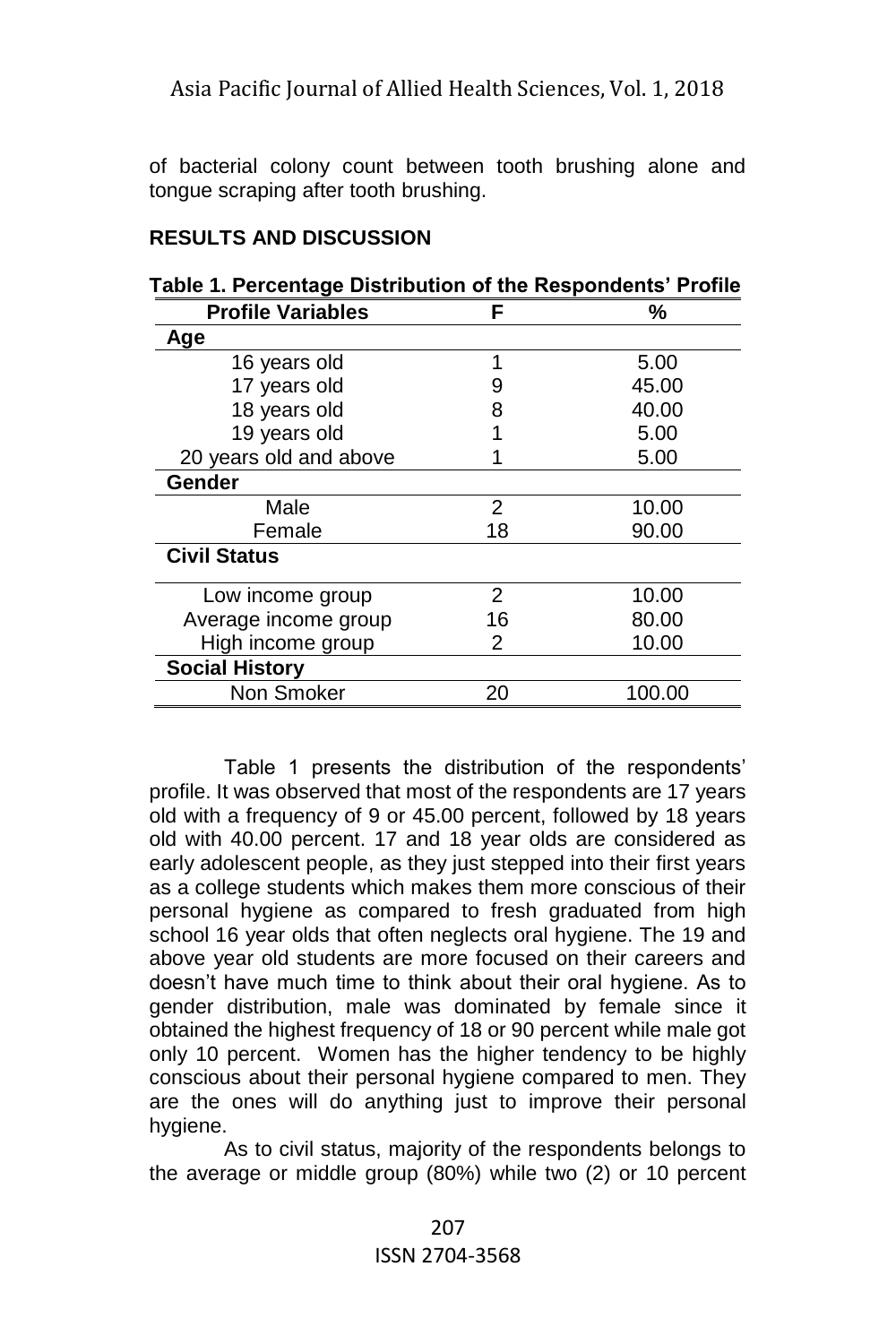of bacterial colony count between tooth brushing alone and tongue scraping after tooth brushing.

## RESULTS AND DISCUSSION

**Table 1. Percentage Distribution of the Respondents' Profile**

| Profile Variables | F | % |
|---|---|---|
| **Age** | | |
| 16 years old | 1 | 5.00 |
| 17 years old | 9 | 45.00 |
| 18 years old | 8 | 40.00 |
| 19 years old | 1 | 5.00 |
| 20 years old and above | 1 | 5.00 |
| **Gender** | | |
| Male | 2 | 10.00 |
| Female | 18 | 90.00 |
| **Civil Status** | | |
| Low income group | 2 | 10.00 |
| Average income group | 16 | 80.00 |
| High income group | 2 | 10.00 |
| **Social History** | | |
| Non Smoker | 20 | 100.00 |

Table 1 presents the distribution of the respondents' profile. It was observed that most of the respondents are 17 years old with a frequency of 9 or 45.00 percent, followed by 18 years old with 40.00 percent. 17 and 18 year olds are considered as early adolescent people, as they just stepped into their first years as a college students which makes them more conscious of their personal hygiene as compared to fresh graduated from high school 16 year olds that often neglects oral hygiene. The 19 and above year old students are more focused on their careers and doesn't have much time to think about their oral hygiene. As to gender distribution, male was dominated by female since it obtained the highest frequency of 18 or 90 percent while male got only 10 percent. Women has the higher tendency to be highly conscious about their personal hygiene compared to men. They are the ones will do anything just to improve their personal hygiene.

As to civil status, majority of the respondents belongs to the average or middle group (80%) while two (2) or 10 percent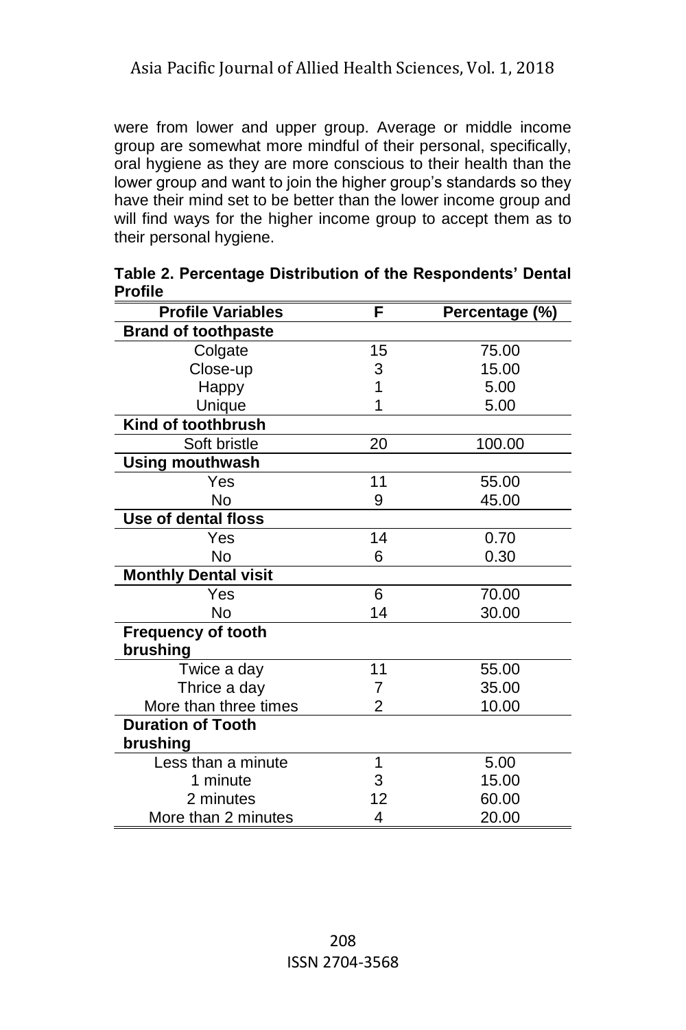were from lower and upper group. Average or middle income group are somewhat more mindful of their personal, specifically, oral hygiene as they are more conscious to their health than the lower group and want to join the higher group's standards so they have their mind set to be better than the lower income group and will find ways for the higher income group to accept them as to their personal hygiene.

**Table 2. Percentage Distribution of the Respondents' Dental Profile**

| Profile Variables | F | Percentage (%) |
|---|---|---|
| **Brand of toothpaste** | | |
| Colgate | 15 | 75.00 |
| Close-up | 3 | 15.00 |
| Happy | 1 | 5.00 |
| Unique | 1 | 5.00 |
| **Kind of toothbrush** | | |
| Soft bristle | 20 | 100.00 |
| **Using mouthwash** | | |
| Yes | 11 | 55.00 |
| No | 9 | 45.00 |
| **Use of dental floss** | | |
| Yes | 14 | 0.70 |
| No | 6 | 0.30 |
| **Monthly Dental visit** | | |
| Yes | 6 | 70.00 |
| No | 14 | 30.00 |
| **Frequency of tooth brushing** | | |
| Twice a day | 11 | 55.00 |
| Thrice a day | 7 | 35.00 |
| More than three times | 2 | 10.00 |
| **Duration of Tooth brushing** | | |
| Less than a minute | 1 | 5.00 |
| 1 minute | 3 | 15.00 |
| 2 minutes | 12 | 60.00 |
| More than 2 minutes | 4 | 20.00 |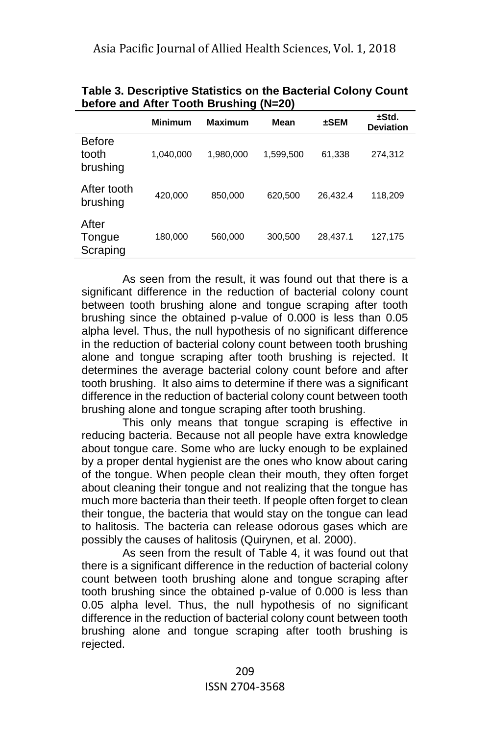**Table 3. Descriptive Statistics on the Bacterial Colony Count before and After Tooth Brushing (N=20)**

| | Minimum | Maximum | Mean | ±SEM | ±Std. Deviation |
|---|---|---|---|---|---|
| Before tooth brushing | 1,040,000 | 1,980,000 | 1,599,500 | 61,338 | 274,312 |
| After tooth brushing | 420,000 | 850,000 | 620,500 | 26,432.4 | 118,209 |
| After Tongue Scraping | 180,000 | 560,000 | 300,500 | 28,437.1 | 127,175 |

As seen from the result, it was found out that there is a significant difference in the reduction of bacterial colony count between tooth brushing alone and tongue scraping after tooth brushing since the obtained p-value of 0.000 is less than 0.05 alpha level. Thus, the null hypothesis of no significant difference in the reduction of bacterial colony count between tooth brushing alone and tongue scraping after tooth brushing is rejected. It determines the average bacterial colony count before and after tooth brushing. It also aims to determine if there was a significant difference in the reduction of bacterial colony count between tooth brushing alone and tongue scraping after tooth brushing.

This only means that tongue scraping is effective in reducing bacteria. Because not all people have extra knowledge about tongue care. Some who are lucky enough to be explained by a proper dental hygienist are the ones who know about caring of the tongue. When people clean their mouth, they often forget about cleaning their tongue and not realizing that the tongue has much more bacteria than their teeth. If people often forget to clean their tongue, the bacteria that would stay on the tongue can lead to halitosis. The bacteria can release odorous gases which are possibly the causes of halitosis (Quirynen, et al. 2000).

As seen from the result of Table 4, it was found out that there is a significant difference in the reduction of bacterial colony count between tooth brushing alone and tongue scraping after tooth brushing since the obtained p-value of 0.000 is less than 0.05 alpha level. Thus, the null hypothesis of no significant difference in the reduction of bacterial colony count between tooth brushing alone and tongue scraping after tooth brushing is rejected.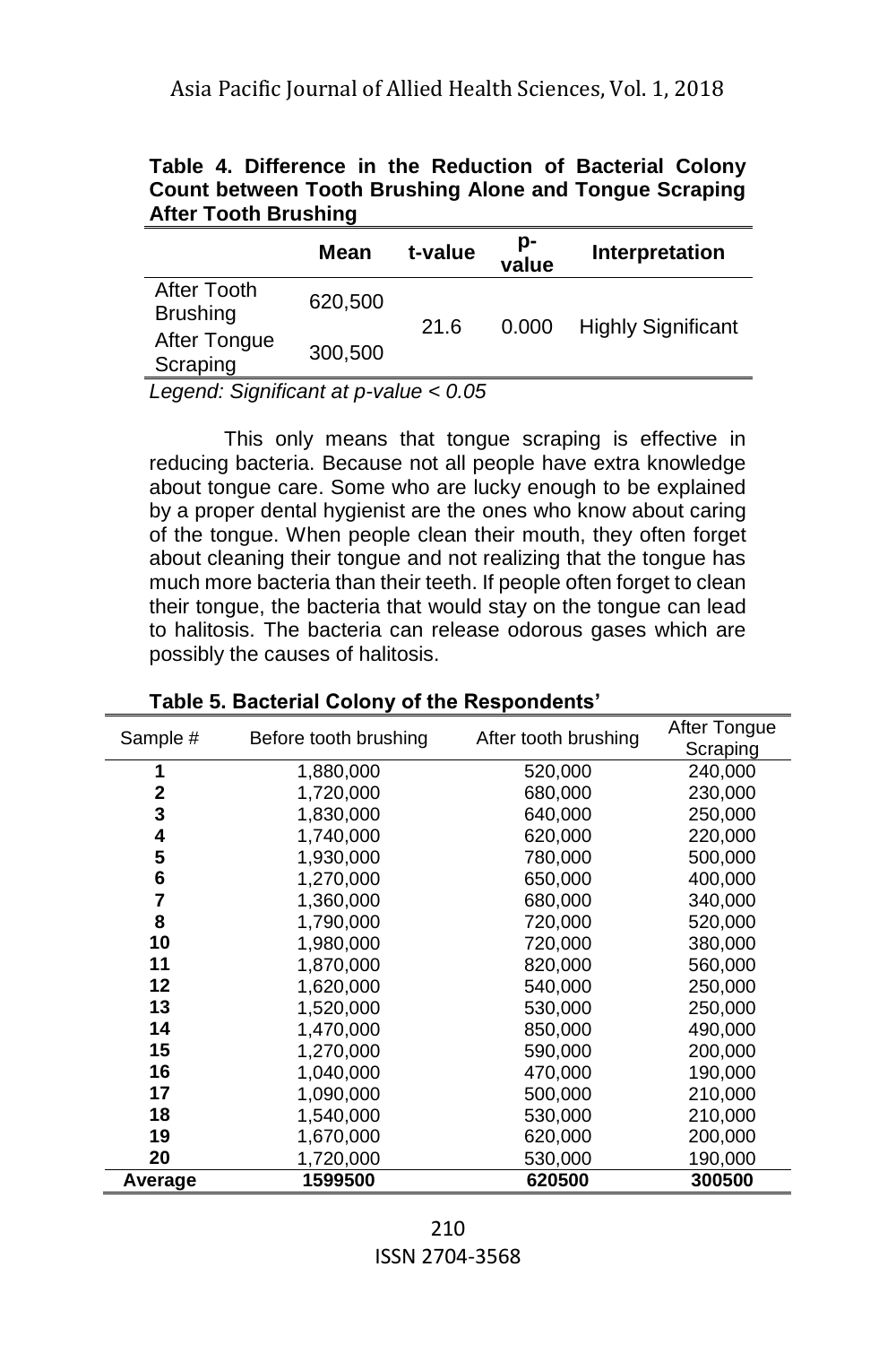**Table 4. Difference in the Reduction of Bacterial Colony Count between Tooth Brushing Alone and Tongue Scraping After Tooth Brushing**

| | Mean | t-value | p-value | Interpretation |
|---|---|---|---|---|
| After Tooth Brushing | 620,500 | 21.6 | 0.000 | Highly Significant |
| After Tongue Scraping | 300,500 | | | |

*Legend: Significant at p-value < 0.05*

This only means that tongue scraping is effective in reducing bacteria. Because not all people have extra knowledge about tongue care. Some who are lucky enough to be explained by a proper dental hygienist are the ones who know about caring of the tongue. When people clean their mouth, they often forget about cleaning their tongue and not realizing that the tongue has much more bacteria than their teeth. If people often forget to clean their tongue, the bacteria that would stay on the tongue can lead to halitosis. The bacteria can release odorous gases which are possibly the causes of halitosis.

**Table 5. Bacterial Colony of the Respondents'**

| Sample # | Before tooth brushing | After tooth brushing | After Tongue Scraping |
|---|---|---|---|
| **1** | 1,880,000 | 520,000 | 240,000 |
| **2** | 1,720,000 | 680,000 | 230,000 |
| **3** | 1,830,000 | 640,000 | 250,000 |
| **4** | 1,740,000 | 620,000 | 220,000 |
| **5** | 1,930,000 | 780,000 | 500,000 |
| **6** | 1,270,000 | 650,000 | 400,000 |
| **7** | 1,360,000 | 680,000 | 340,000 |
| **8** | 1,790,000 | 720,000 | 520,000 |
| **10** | 1,980,000 | 720,000 | 380,000 |
| **11** | 1,870,000 | 820,000 | 560,000 |
| **12** | 1,620,000 | 540,000 | 250,000 |
| **13** | 1,520,000 | 530,000 | 250,000 |
| **14** | 1,470,000 | 850,000 | 490,000 |
| **15** | 1,270,000 | 590,000 | 200,000 |
| **16** | 1,040,000 | 470,000 | 190,000 |
| **17** | 1,090,000 | 500,000 | 210,000 |
| **18** | 1,540,000 | 530,000 | 210,000 |
| **19** | 1,670,000 | 620,000 | 200,000 |
| **20** | 1,720,000 | 530,000 | 190,000 |
| **Average** | **1599500** | **620500** | **300500** |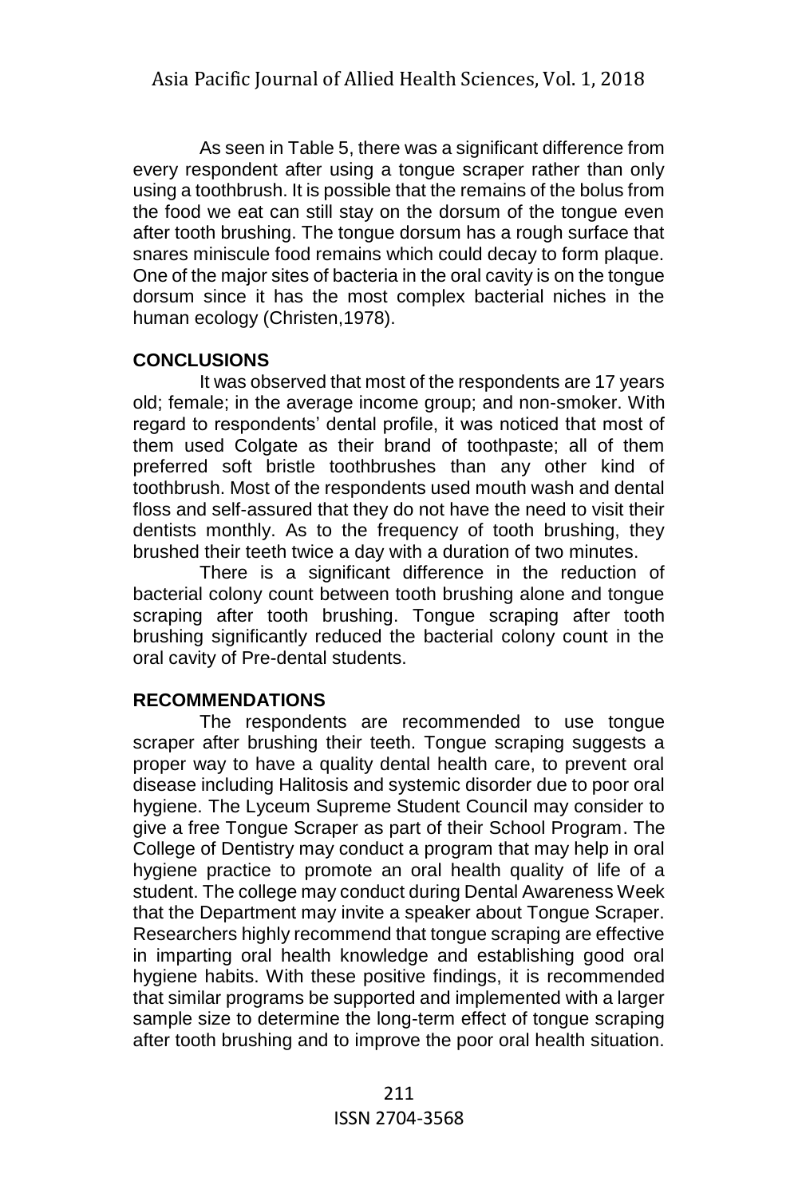As seen in Table 5, there was a significant difference from every respondent after using a tongue scraper rather than only using a toothbrush. It is possible that the remains of the bolus from the food we eat can still stay on the dorsum of the tongue even after tooth brushing. The tongue dorsum has a rough surface that snares miniscule food remains which could decay to form plaque. One of the major sites of bacteria in the oral cavity is on the tongue dorsum since it has the most complex bacterial niches in the human ecology (Christen,1978).

## CONCLUSIONS

It was observed that most of the respondents are 17 years old; female; in the average income group; and non-smoker. With regard to respondents' dental profile, it was noticed that most of them used Colgate as their brand of toothpaste; all of them preferred soft bristle toothbrushes than any other kind of toothbrush. Most of the respondents used mouth wash and dental floss and self-assured that they do not have the need to visit their dentists monthly. As to the frequency of tooth brushing, they brushed their teeth twice a day with a duration of two minutes.

There is a significant difference in the reduction of bacterial colony count between tooth brushing alone and tongue scraping after tooth brushing. Tongue scraping after tooth brushing significantly reduced the bacterial colony count in the oral cavity of Pre-dental students.

## RECOMMENDATIONS

The respondents are recommended to use tongue scraper after brushing their teeth. Tongue scraping suggests a proper way to have a quality dental health care, to prevent oral disease including Halitosis and systemic disorder due to poor oral hygiene. The Lyceum Supreme Student Council may consider to give a free Tongue Scraper as part of their School Program. The College of Dentistry may conduct a program that may help in oral hygiene practice to promote an oral health quality of life of a student. The college may conduct during Dental Awareness Week that the Department may invite a speaker about Tongue Scraper. Researchers highly recommend that tongue scraping are effective in imparting oral health knowledge and establishing good oral hygiene habits. With these positive findings, it is recommended that similar programs be supported and implemented with a larger sample size to determine the long-term effect of tongue scraping after tooth brushing and to improve the poor oral health situation.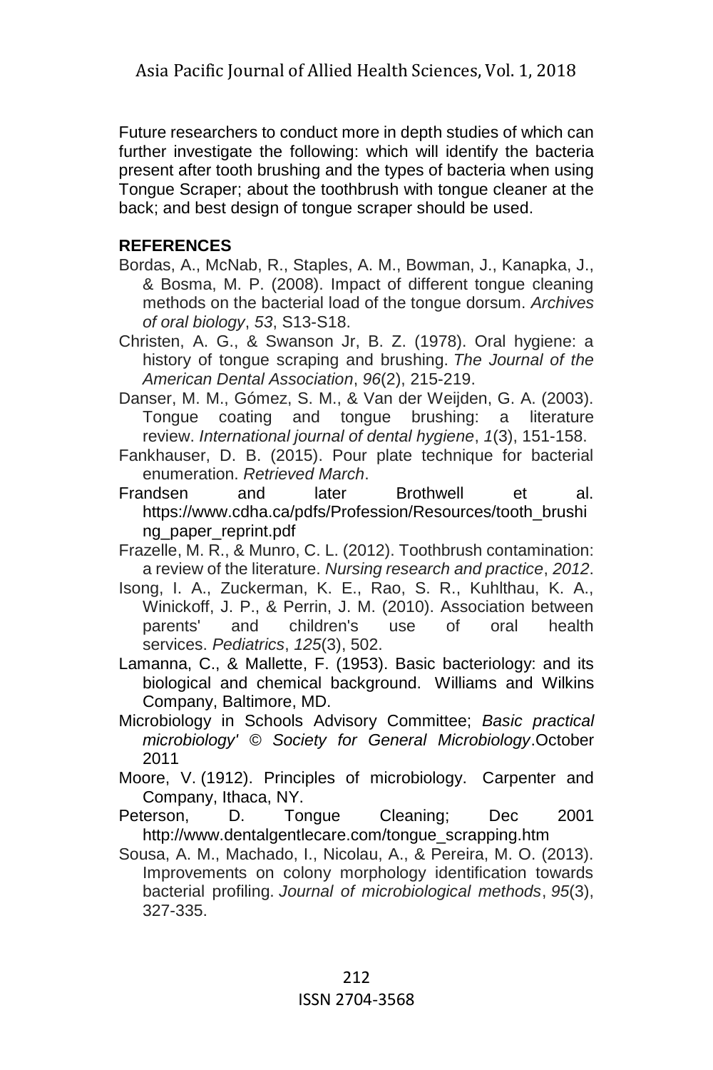Future researchers to conduct more in depth studies of which can further investigate the following: which will identify the bacteria present after tooth brushing and the types of bacteria when using Tongue Scraper; about the toothbrush with tongue cleaner at the back; and best design of tongue scraper should be used.

**REFERENCES**

Bordas, A., McNab, R., Staples, A. M., Bowman, J., Kanapka, J., & Bosma, M. P. (2008). Impact of different tongue cleaning methods on the bacterial load of the tongue dorsum. *Archives of oral biology*, *53*, S13-S18.

Christen, A. G., & Swanson Jr, B. Z. (1978). Oral hygiene: a history of tongue scraping and brushing. *The Journal of the American Dental Association*, *96*(2), 215-219.

Danser, M. M., Gómez, S. M., & Van der Weijden, G. A. (2003). Tongue coating and tongue brushing: a literature review. *International journal of dental hygiene*, *1*(3), 151-158.

Fankhauser, D. B. (2015). Pour plate technique for bacterial enumeration. *Retrieved March*.

Frandsen and later Brothwell et al. https://www.cdha.ca/pdfs/Profession/Resources/tooth_brushing_paper_reprint.pdf

Frazelle, M. R., & Munro, C. L. (2012). Toothbrush contamination: a review of the literature. *Nursing research and practice*, *2012*.

Isong, I. A., Zuckerman, K. E., Rao, S. R., Kuhlthau, K. A., Winickoff, J. P., & Perrin, J. M. (2010). Association between parents' and children's use of oral health services. *Pediatrics*, *125*(3), 502.

Lamanna, C., & Mallette, F. (1953). Basic bacteriology: and its biological and chemical background. Williams and Wilkins Company, Baltimore, MD.

Microbiology in Schools Advisory Committee; *Basic practical microbiology' © Society for General Microbiology*.October 2011

Moore, V. (1912). Principles of microbiology. Carpenter and Company, Ithaca, NY.

Peterson, D. Tongue Cleaning; Dec 2001 http://www.dentalgentlecare.com/tongue_scrapping.htm

Sousa, A. M., Machado, I., Nicolau, A., & Pereira, M. O. (2013). Improvements on colony morphology identification towards bacterial profiling. *Journal of microbiological methods*, *95*(3), 327-335.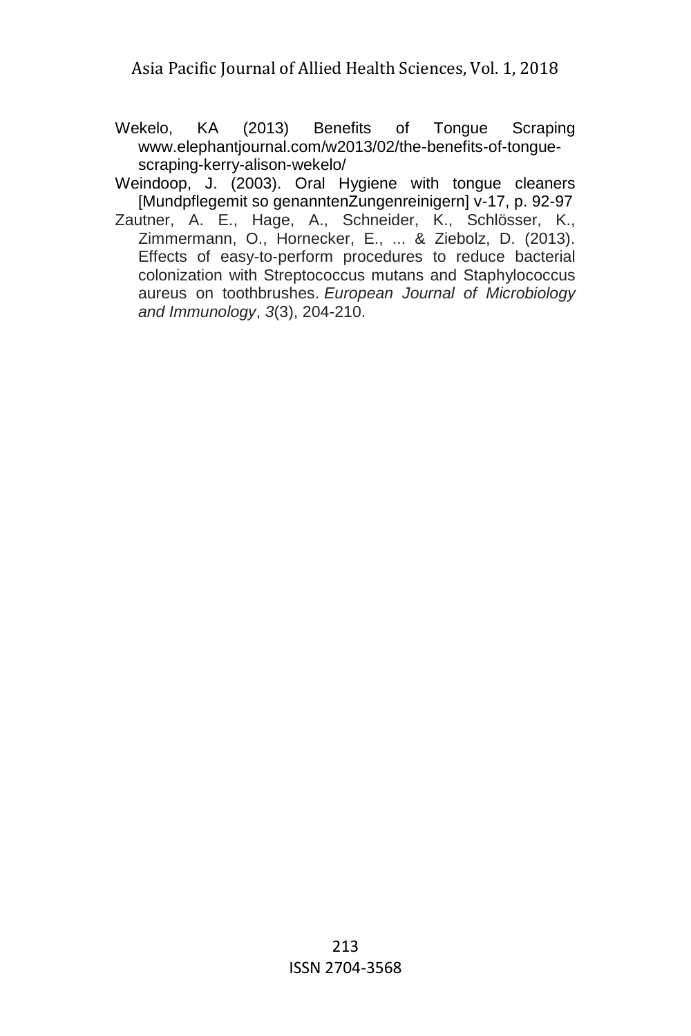Wekelo, KA (2013) Benefits of Tongue Scraping www.elephantjournal.com/w2013/02/the-benefits-of-tongue-scraping-kerry-alison-wekelo/

Weindoop, J. (2003). Oral Hygiene with tongue cleaners [Mundpflegemit so genanntenZungenreinigern] v-17, p. 92-97

Zautner, A. E., Hage, A., Schneider, K., Schlösser, K., Zimmermann, O., Hornecker, E., ... & Ziebolz, D. (2013). Effects of easy-to-perform procedures to reduce bacterial colonization with Streptococcus mutans and Staphylococcus aureus on toothbrushes. *European Journal of Microbiology and Immunology*, *3*(3), 204-210.